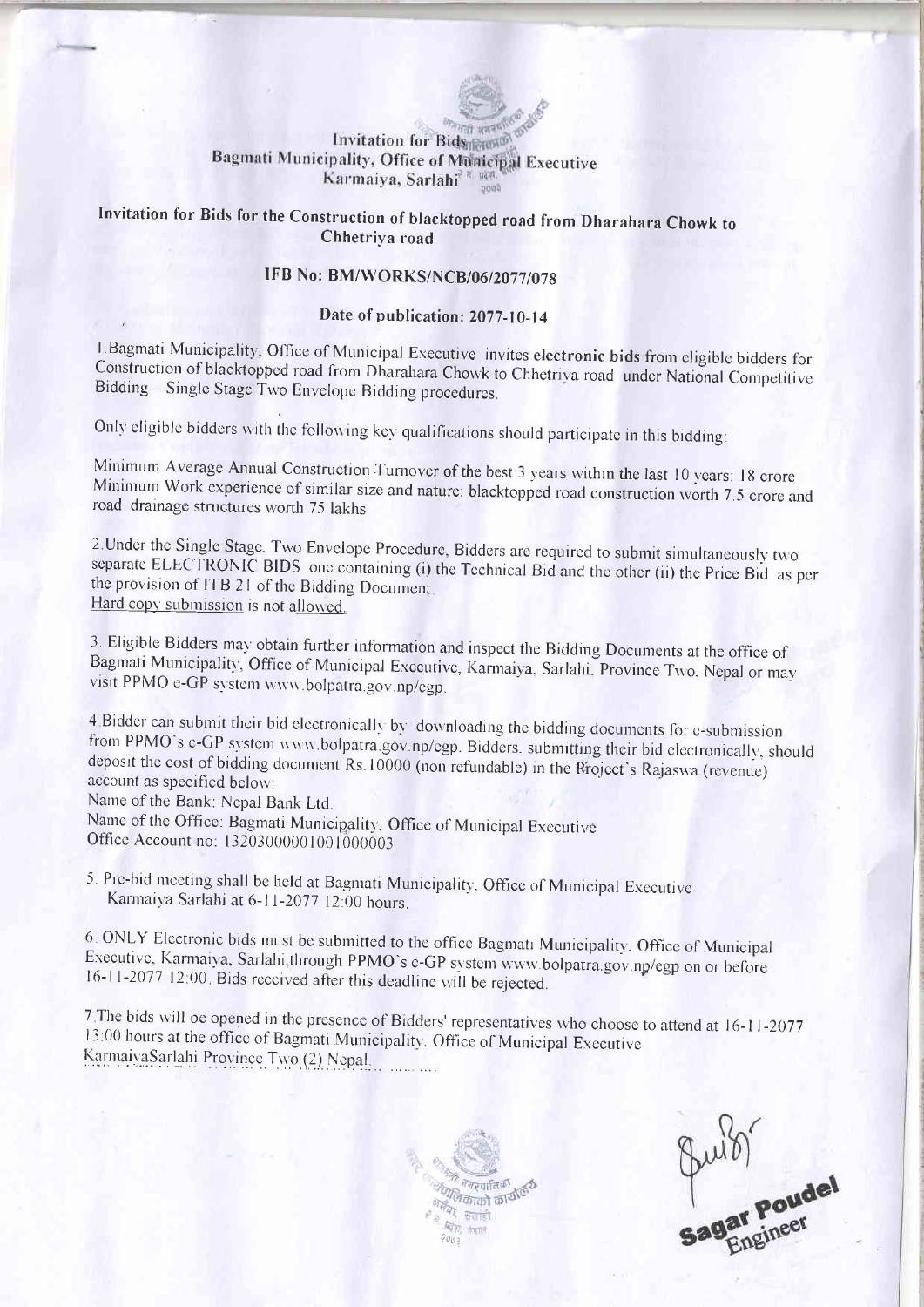## Invitation for Bids
## Bagmati Municipality, Office of Municipal Executive
## Karmaiya, Sarlahi

### Invitation for Bids for the Construction of blacktopped road from Dharahara Chowk to Chhetriya road

### IFB No: BM/WORKS/NCB/06/2077/078

### Date of publication: 2077-10-14

1.Bagmati Municipality, Office of Municipal Executive invites **electronic bids** from eligible bidders for Construction of blacktopped road from Dharahara Chowk to Chhetriya road under National Competitive Bidding – Single Stage Two Envelope Bidding procedures.

Only eligible bidders with the following key qualifications should participate in this bidding:

Minimum Average Annual Construction Turnover of the best 3 years within the last 10 years: 18 crore
Minimum Work experience of similar size and nature: blacktopped road construction worth 7.5 crore and road drainage structures worth 75 lakhs

2.Under the Single Stage, Two Envelope Procedure, Bidders are required to submit simultaneously two separate ELECTRONIC BIDS one containing (i) the Technical Bid and the other (ii) the Price Bid as per the provision of ITB 21 of the Bidding Document.
Hard copy submission is not allowed.

3. Eligible Bidders may obtain further information and inspect the Bidding Documents at the office of Bagmati Municipality, Office of Municipal Executive, Karmaiya, Sarlahi, Province Two, Nepal or may visit PPMO e-GP system www.bolpatra.gov.np/egp.

4.Bidder can submit their bid electronically by downloading the bidding documents for e-submission from PPMO's e-GP system www.bolpatra.gov.np/egp. Bidders. submitting their bid electronically, should deposit the cost of bidding document Rs.10000 (non refundable) in the Project's Rajaswa (revenue) account as specified below:
Name of the Bank: Nepal Bank Ltd.
Name of the Office: Bagmati Municipality, Office of Municipal Executive
Office Account no: 13203000001001000003

5. Pre-bid meeting shall be held at Bagmati Municipality, Office of Municipal Executive Karmaiya Sarlahi at 6-11-2077 12:00 hours.

6. ONLY Electronic bids must be submitted to the office Bagmati Municipality, Office of Municipal Executive, Karmaiya, Sarlahi,through PPMO's e-GP system www.bolpatra.gov.np/egp on or before 16-11-2077 12:00. Bids received after this deadline will be rejected.

7.The bids will be opened in the presence of Bidders' representatives who choose to attend at 16-11-2077 13:00 hours at the office of Bagmati Municipality, Office of Municipal Executive KarmaiyaSarlahi Province Two (2) Nepal.

Sagar Poudel
Engineer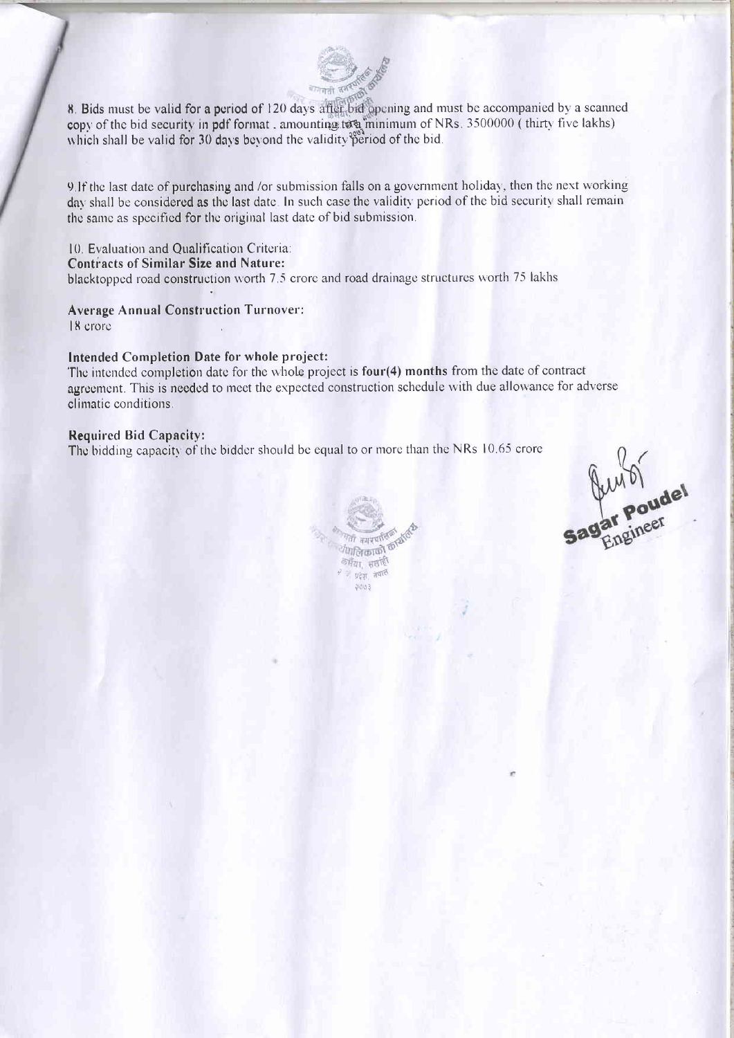8. Bids must be valid for a period of 120 days after bid opening and must be accompanied by a scanned copy of the bid security in pdf format , amounting to a minimum of NRs. 3500000 ( thirty five lakhs) which shall be valid for 30 days beyond the validity period of the bid.

9. If the last date of purchasing and /or submission falls on a government holiday, then the next working day shall be considered as the last date. In such case the validity period of the bid security shall remain the same as specified for the original last date of bid submission.

10. Evaluation and Qualification Criteria:

**Contracts of Similar Size and Nature:**

blacktopped road construction worth 7.5 crore and road drainage structures worth 75 lakhs

**Average Annual Construction Turnover:**

18 crore

**Intended Completion Date for whole project:**

The intended completion date for the whole project is **four(4) months** from the date of contract agreement. This is needed to meet the expected construction schedule with due allowance for adverse climatic conditions.

**Required Bid Capacity:**

The bidding capacity of the bidder should be equal to or more than the NRs 10.65 crore

Sagar Poudel
Engineer